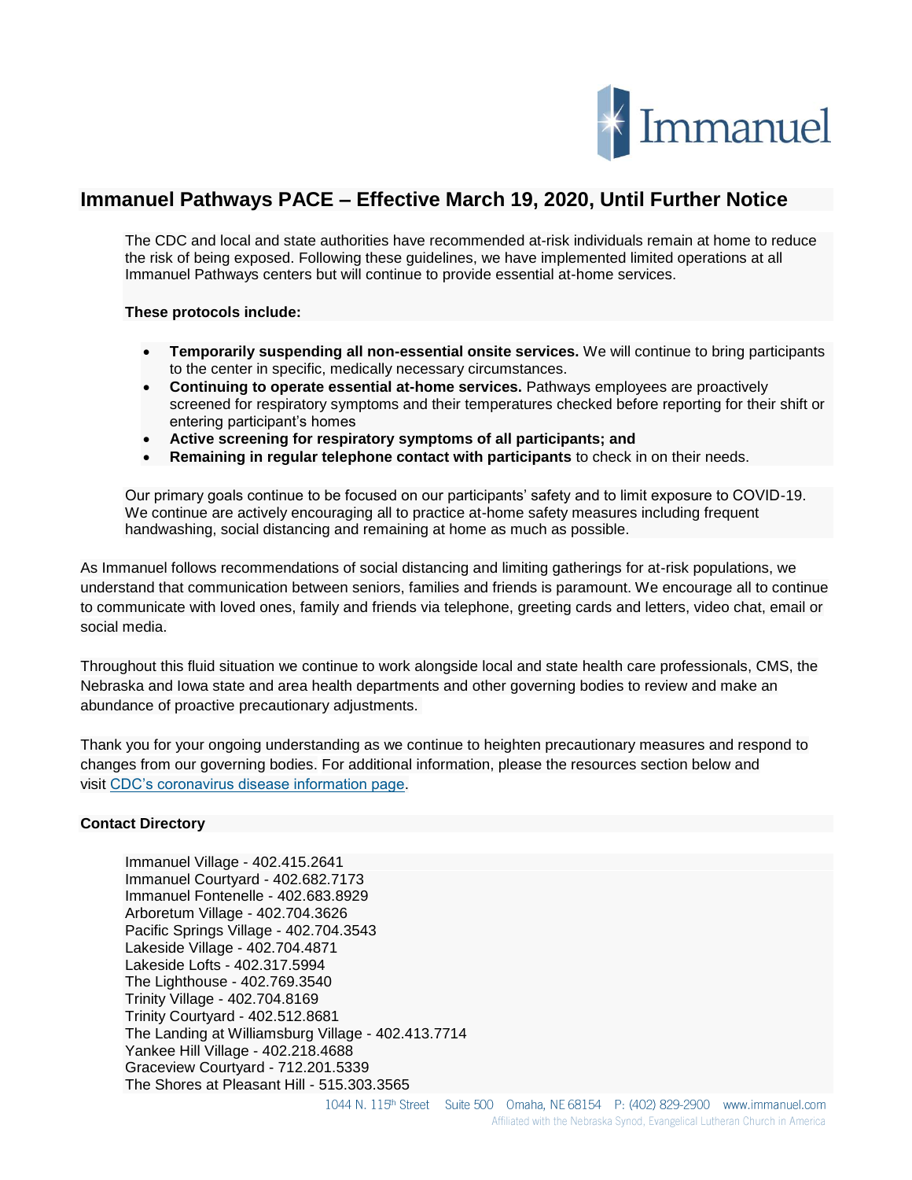# Immanuel Pathways PACE – Effective March 19, 2020, Until Further Notice

The CDC and local and state authorities have recommended at-risk individuals remain at home to reduce the risk of being exposed. Following these guidelines, we have implemented limited operations at all Immanuel Pathways centers but will continue to provide essential at-home services.

**These protocols include:**

- **Temporarily suspending all non-essential onsite services.** We will continue to bring participants to the center in specific, medically necessary circumstances.
- **Continuing to operate essential at-home services.** Pathways employees are proactively screened for respiratory symptoms and their temperatures checked before reporting for their shift or entering participant's homes
- **Active screening for respiratory symptoms of all participants; and**
- **Remaining in regular telephone contact with participants** to check in on their needs.

Our primary goals continue to be focused on our participants' safety and to limit exposure to COVID-19. We continue are actively encouraging all to practice at-home safety measures including frequent handwashing, social distancing and remaining at home as much as possible.

As Immanuel follows recommendations of social distancing and limiting gatherings for at-risk populations, we understand that communication between seniors, families and friends is paramount. We encourage all to continue to communicate with loved ones, family and friends via telephone, greeting cards and letters, video chat, email or social media.

Throughout this fluid situation we continue to work alongside local and state health care professionals, CMS, the Nebraska and Iowa state and area health departments and other governing bodies to review and make an abundance of proactive precautionary adjustments.

Thank you for your ongoing understanding as we continue to heighten precautionary measures and respond to changes from our governing bodies. For additional information, please the resources section below and visit CDC's coronavirus disease information page.

**Contact Directory**

Immanuel Village - 402.415.2641
Immanuel Courtyard - 402.682.7173
Immanuel Fontenelle - 402.683.8929
Arboretum Village - 402.704.3626
Pacific Springs Village - 402.704.3543
Lakeside Village - 402.704.4871
Lakeside Lofts - 402.317.5994
The Lighthouse - 402.769.3540
Trinity Village - 402.704.8169
Trinity Courtyard - 402.512.8681
The Landing at Williamsburg Village - 402.413.7714
Yankee Hill Village - 402.218.4688
Graceview Courtyard - 712.201.5339
The Shores at Pleasant Hill - 515.303.3565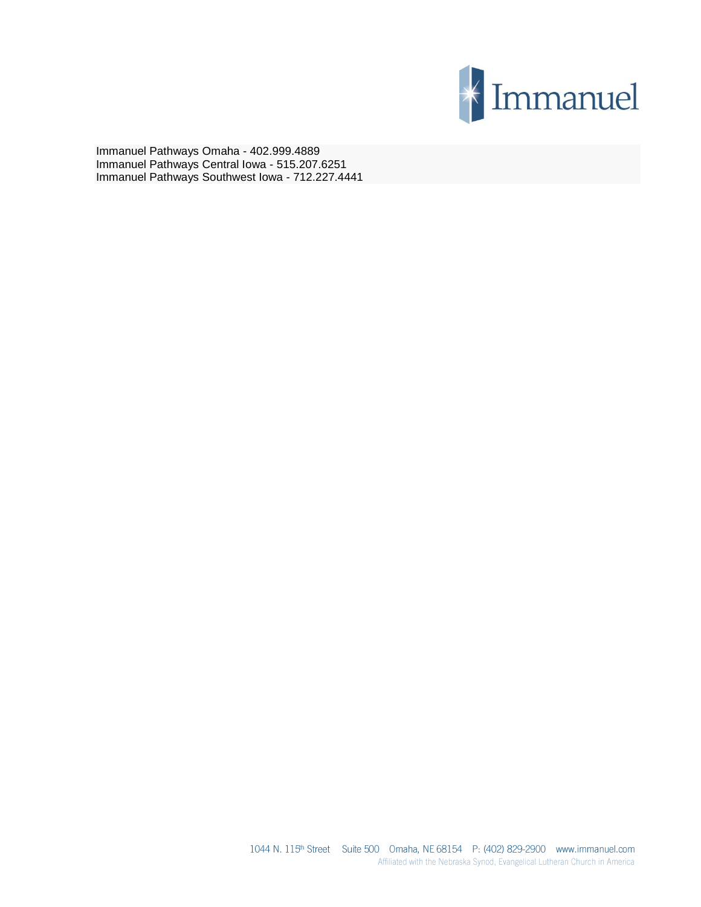Immanuel Pathways Omaha - 402.999.4889
Immanuel Pathways Central Iowa - 515.207.6251
Immanuel Pathways Southwest Iowa - 712.227.4441